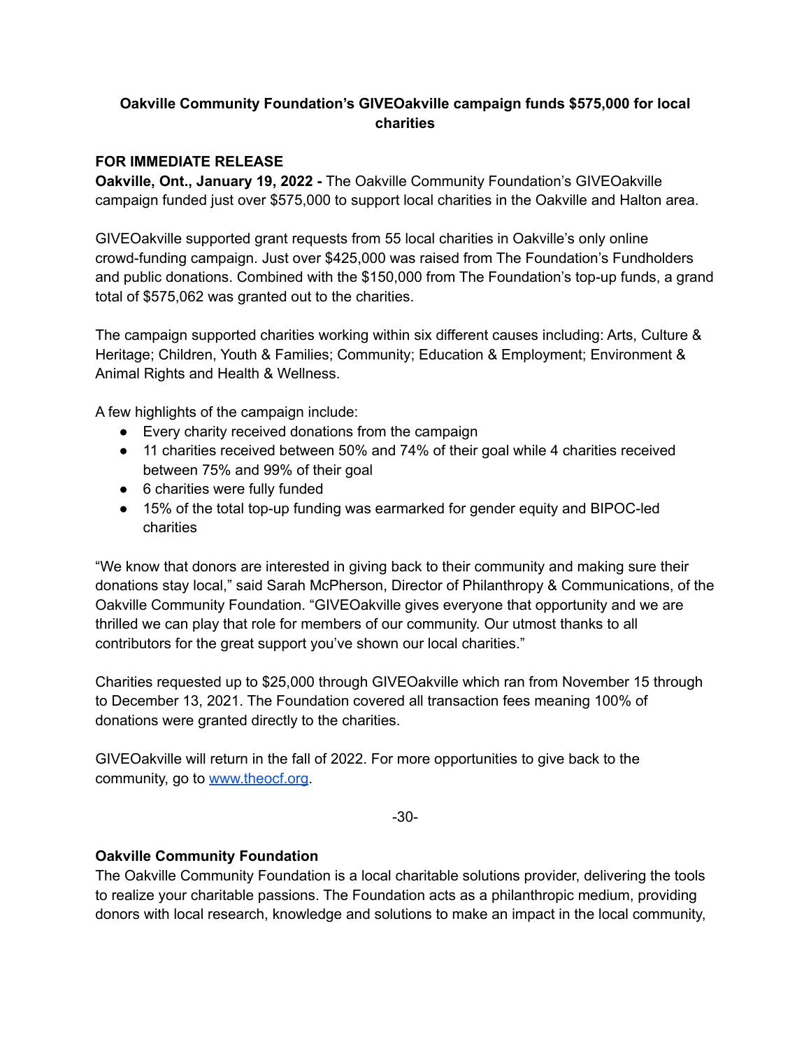**Oakville Community Foundation's GIVEOakville campaign funds $575,000 for local charities**

**FOR IMMEDIATE RELEASE**
**Oakville, Ont., January 19, 2022 -** The Oakville Community Foundation's GIVEOakville campaign funded just over $575,000 to support local charities in the Oakville and Halton area.

GIVEOakville supported grant requests from 55 local charities in Oakville's only online crowd-funding campaign. Just over $425,000 was raised from The Foundation's Fundholders and public donations. Combined with the $150,000 from The Foundation's top-up funds, a grand total of $575,062 was granted out to the charities.

The campaign supported charities working within six different causes including: Arts, Culture & Heritage; Children, Youth & Families; Community; Education & Employment; Environment & Animal Rights and Health & Wellness.

A few highlights of the campaign include:

- Every charity received donations from the campaign
- 11 charities received between 50% and 74% of their goal while 4 charities received between 75% and 99% of their goal
- 6 charities were fully funded
- 15% of the total top-up funding was earmarked for gender equity and BIPOC-led charities

"We know that donors are interested in giving back to their community and making sure their donations stay local," said Sarah McPherson, Director of Philanthropy & Communications, of the Oakville Community Foundation. "GIVEOakville gives everyone that opportunity and we are thrilled we can play that role for members of our community. Our utmost thanks to all contributors for the great support you've shown our local charities."

Charities requested up to $25,000 through GIVEOakville which ran from November 15 through to December 13, 2021. The Foundation covered all transaction fees meaning 100% of donations were granted directly to the charities.

GIVEOakville will return in the fall of 2022. For more opportunities to give back to the community, go to [www.theocf.org](http://www.theocf.org).

-30-

**Oakville Community Foundation**
The Oakville Community Foundation is a local charitable solutions provider, delivering the tools to realize your charitable passions. The Foundation acts as a philanthropic medium, providing donors with local research, knowledge and solutions to make an impact in the local community,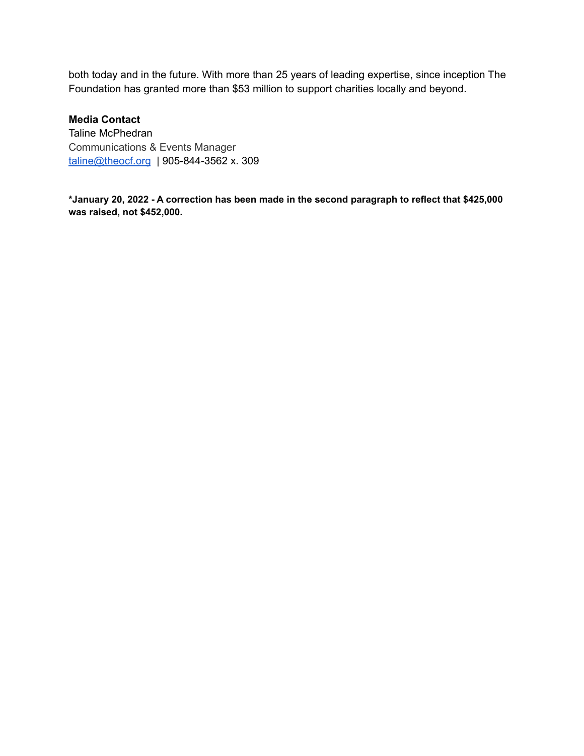both today and in the future. With more than 25 years of leading expertise, since inception The Foundation has granted more than $53 million to support charities locally and beyond.

**Media Contact**
Taline McPhedran
Communications & Events Manager
taline@theocf.org | 905-844-3562 x. 309

***January 20, 2022 - A correction has been made in the second paragraph to reflect that $425,000 was raised, not $452,000.**